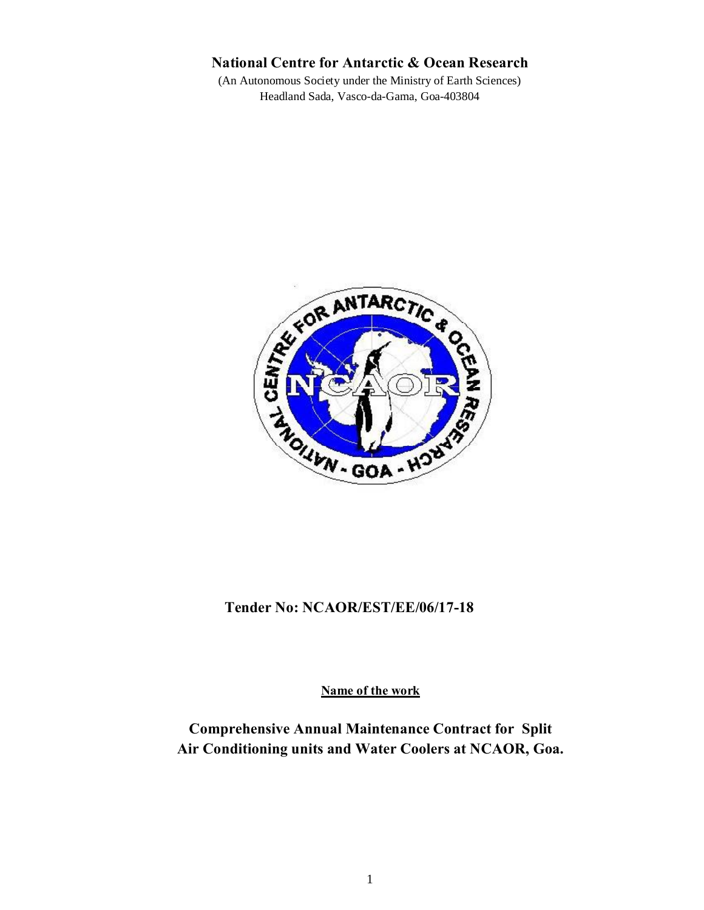# National Centre for Antarctic & Ocean Research

(An Autonomous Society under the Ministry of Earth Sciences)
Headland Sada, Vasco-da-Gama, Goa-403804

**Tender No: NCAOR/EST/EE/06/17-18**

**Name of the work**

## Comprehensive Annual Maintenance Contract for Split Air Conditioning units and Water Coolers at NCAOR, Goa.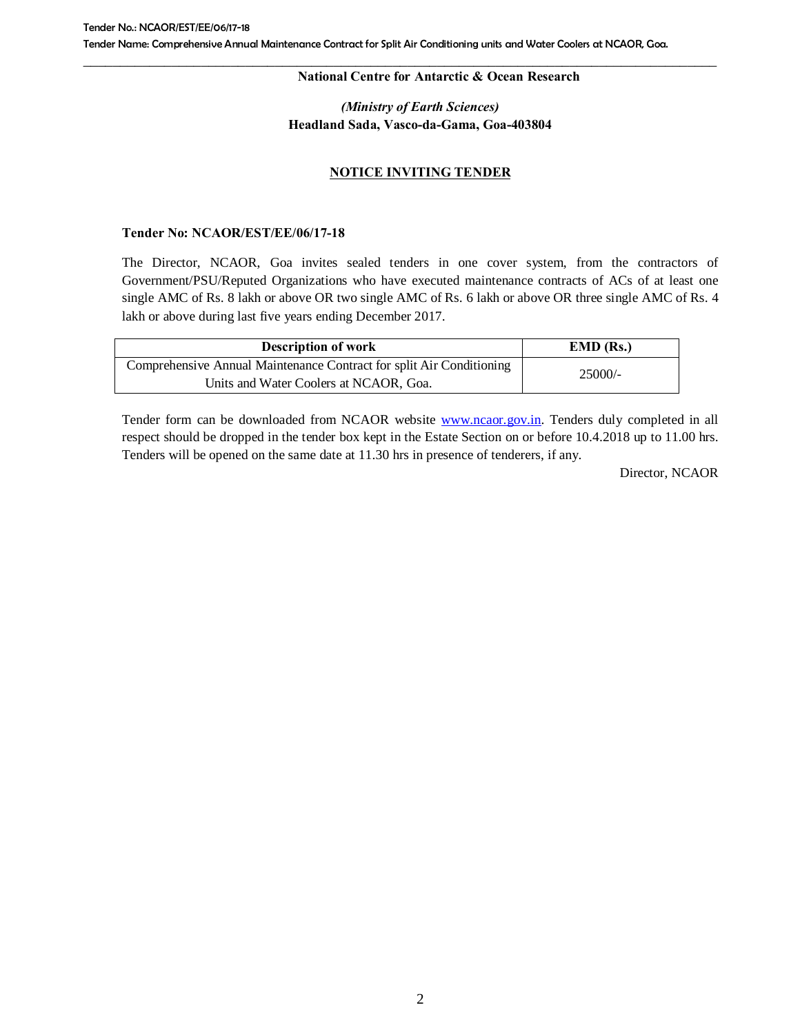**National Centre for Antarctic & Ocean Research**

*(Ministry of Earth Sciences)*
**Headland Sada, Vasco-da-Gama, Goa-403804**

## NOTICE INVITING TENDER

**Tender No: NCAOR/EST/EE/06/17-18**

The Director, NCAOR, Goa invites sealed tenders in one cover system, from the contractors of Government/PSU/Reputed Organizations who have executed maintenance contracts of ACs of at least one single AMC of Rs. 8 lakh or above OR two single AMC of Rs. 6 lakh or above OR three single AMC of Rs. 4 lakh or above during last five years ending December 2017.

| Description of work | EMD (Rs.) |
|---|---|
| Comprehensive Annual Maintenance Contract for split Air Conditioning Units and Water Coolers at NCAOR, Goa. | 25000/- |

Tender form can be downloaded from NCAOR website www.ncaor.gov.in. Tenders duly completed in all respect should be dropped in the tender box kept in the Estate Section on or before 10.4.2018 up to 11.00 hrs. Tenders will be opened on the same date at 11.30 hrs in presence of tenderers, if any.

Director, NCAOR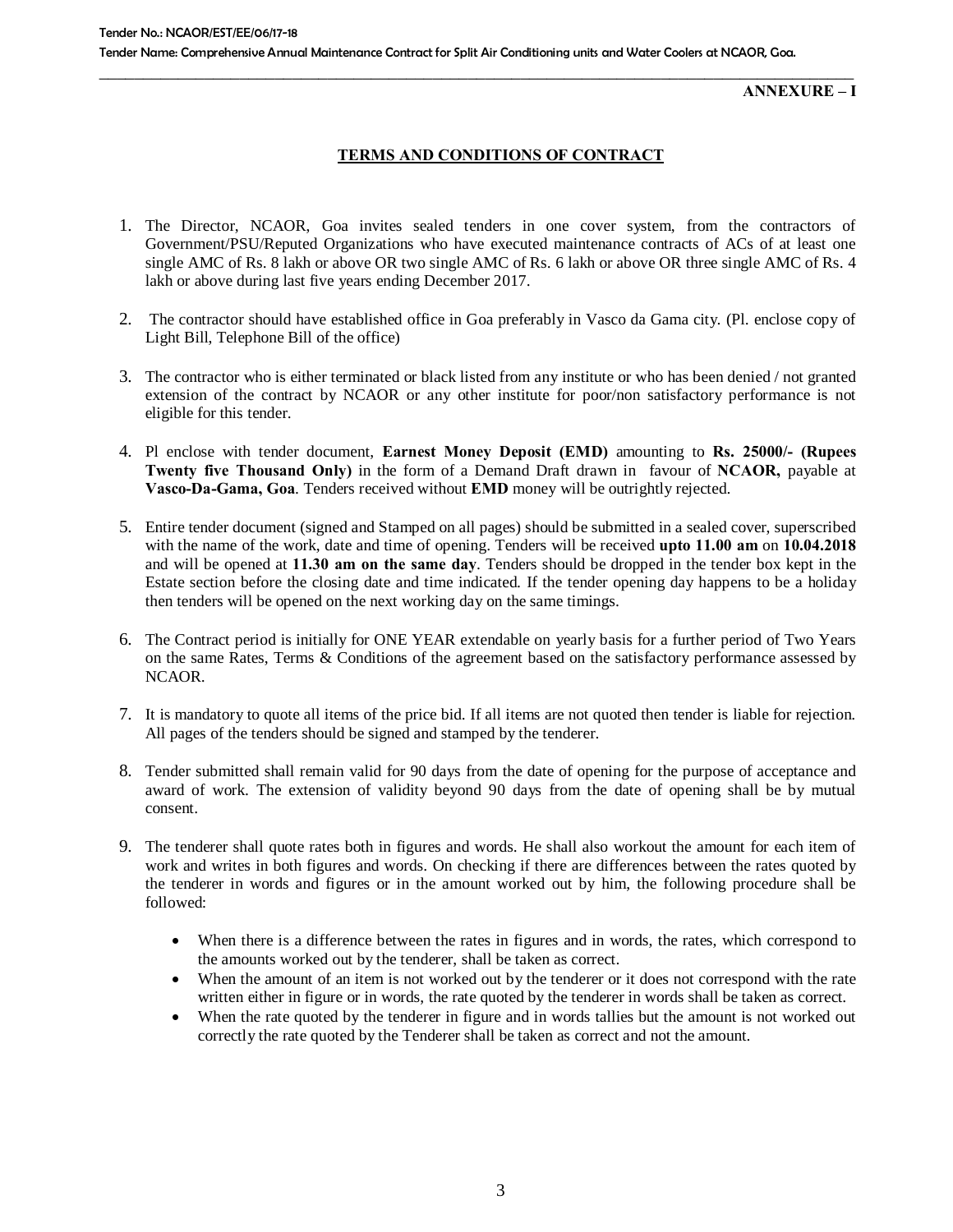**ANNEXURE – I**

## TERMS AND CONDITIONS OF CONTRACT

1. The Director, NCAOR, Goa invites sealed tenders in one cover system, from the contractors of Government/PSU/Reputed Organizations who have executed maintenance contracts of ACs of at least one single AMC of Rs. 8 lakh or above OR two single AMC of Rs. 6 lakh or above OR three single AMC of Rs. 4 lakh or above during last five years ending December 2017.

2. The contractor should have established office in Goa preferably in Vasco da Gama city. (Pl. enclose copy of Light Bill, Telephone Bill of the office)

3. The contractor who is either terminated or black listed from any institute or who has been denied / not granted extension of the contract by NCAOR or any other institute for poor/non satisfactory performance is not eligible for this tender.

4. Pl enclose with tender document, **Earnest Money Deposit (EMD)** amounting to **Rs. 25000/- (Rupees Twenty five Thousand Only)** in the form of a Demand Draft drawn in favour of **NCAOR,** payable at **Vasco-Da-Gama, Goa**. Tenders received without **EMD** money will be outrightly rejected.

5. Entire tender document (signed and Stamped on all pages) should be submitted in a sealed cover, superscribed with the name of the work, date and time of opening. Tenders will be received **upto 11.00 am** on **10.04.2018** and will be opened at **11.30 am on the same day**. Tenders should be dropped in the tender box kept in the Estate section before the closing date and time indicated. If the tender opening day happens to be a holiday then tenders will be opened on the next working day on the same timings.

6. The Contract period is initially for ONE YEAR extendable on yearly basis for a further period of Two Years on the same Rates, Terms & Conditions of the agreement based on the satisfactory performance assessed by NCAOR.

7. It is mandatory to quote all items of the price bid. If all items are not quoted then tender is liable for rejection. All pages of the tenders should be signed and stamped by the tenderer.

8. Tender submitted shall remain valid for 90 days from the date of opening for the purpose of acceptance and award of work. The extension of validity beyond 90 days from the date of opening shall be by mutual consent.

9. The tenderer shall quote rates both in figures and words. He shall also workout the amount for each item of work and writes in both figures and words. On checking if there are differences between the rates quoted by the tenderer in words and figures or in the amount worked out by him, the following procedure shall be followed:

   - When there is a difference between the rates in figures and in words, the rates, which correspond to the amounts worked out by the tenderer, shall be taken as correct.
   - When the amount of an item is not worked out by the tenderer or it does not correspond with the rate written either in figure or in words, the rate quoted by the tenderer in words shall be taken as correct.
   - When the rate quoted by the tenderer in figure and in words tallies but the amount is not worked out correctly the rate quoted by the Tenderer shall be taken as correct and not the amount.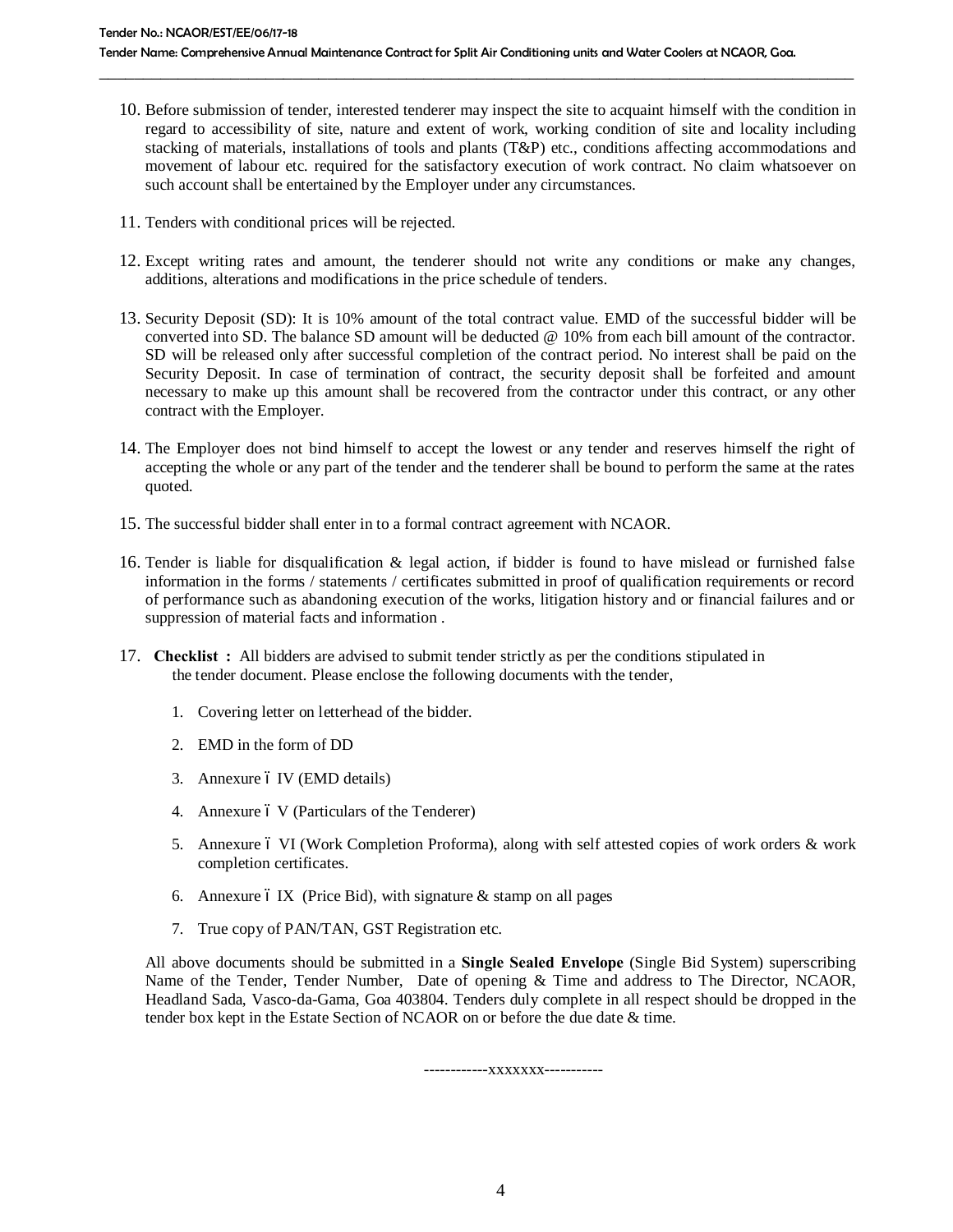10. Before submission of tender, interested tenderer may inspect the site to acquaint himself with the condition in regard to accessibility of site, nature and extent of work, working condition of site and locality including stacking of materials, installations of tools and plants (T&P) etc., conditions affecting accommodations and movement of labour etc. required for the satisfactory execution of work contract. No claim whatsoever on such account shall be entertained by the Employer under any circumstances.

11. Tenders with conditional prices will be rejected.

12. Except writing rates and amount, the tenderer should not write any conditions or make any changes, additions, alterations and modifications in the price schedule of tenders.

13. Security Deposit (SD): It is 10% amount of the total contract value. EMD of the successful bidder will be converted into SD. The balance SD amount will be deducted @ 10% from each bill amount of the contractor. SD will be released only after successful completion of the contract period. No interest shall be paid on the Security Deposit. In case of termination of contract, the security deposit shall be forfeited and amount necessary to make up this amount shall be recovered from the contractor under this contract, or any other contract with the Employer.

14. The Employer does not bind himself to accept the lowest or any tender and reserves himself the right of accepting the whole or any part of the tender and the tenderer shall be bound to perform the same at the rates quoted.

15. The successful bidder shall enter in to a formal contract agreement with NCAOR.

16. Tender is liable for disqualification & legal action, if bidder is found to have mislead or furnished false information in the forms / statements / certificates submitted in proof of qualification requirements or record of performance such as abandoning execution of the works, litigation history and or financial failures and or suppression of material facts and information .

17. **Checklist :** All bidders are advised to submit tender strictly as per the conditions stipulated in the tender document. Please enclose the following documents with the tender,

    1. Covering letter on letterhead of the bidder.
    2. EMD in the form of DD
    3. Annexure – IV (EMD details)
    4. Annexure – V (Particulars of the Tenderer)
    5. Annexure – VI (Work Completion Proforma), along with self attested copies of work orders & work completion certificates.
    6. Annexure – IX (Price Bid), with signature & stamp on all pages
    7. True copy of PAN/TAN, GST Registration etc.

    All above documents should be submitted in a **Single Sealed Envelope** (Single Bid System) superscribing Name of the Tender, Tender Number, Date of opening & Time and address to The Director, NCAOR, Headland Sada, Vasco-da-Gama, Goa 403804. Tenders duly complete in all respect should be dropped in the tender box kept in the Estate Section of NCAOR on or before the due date & time.

------------xxxxxxx-----------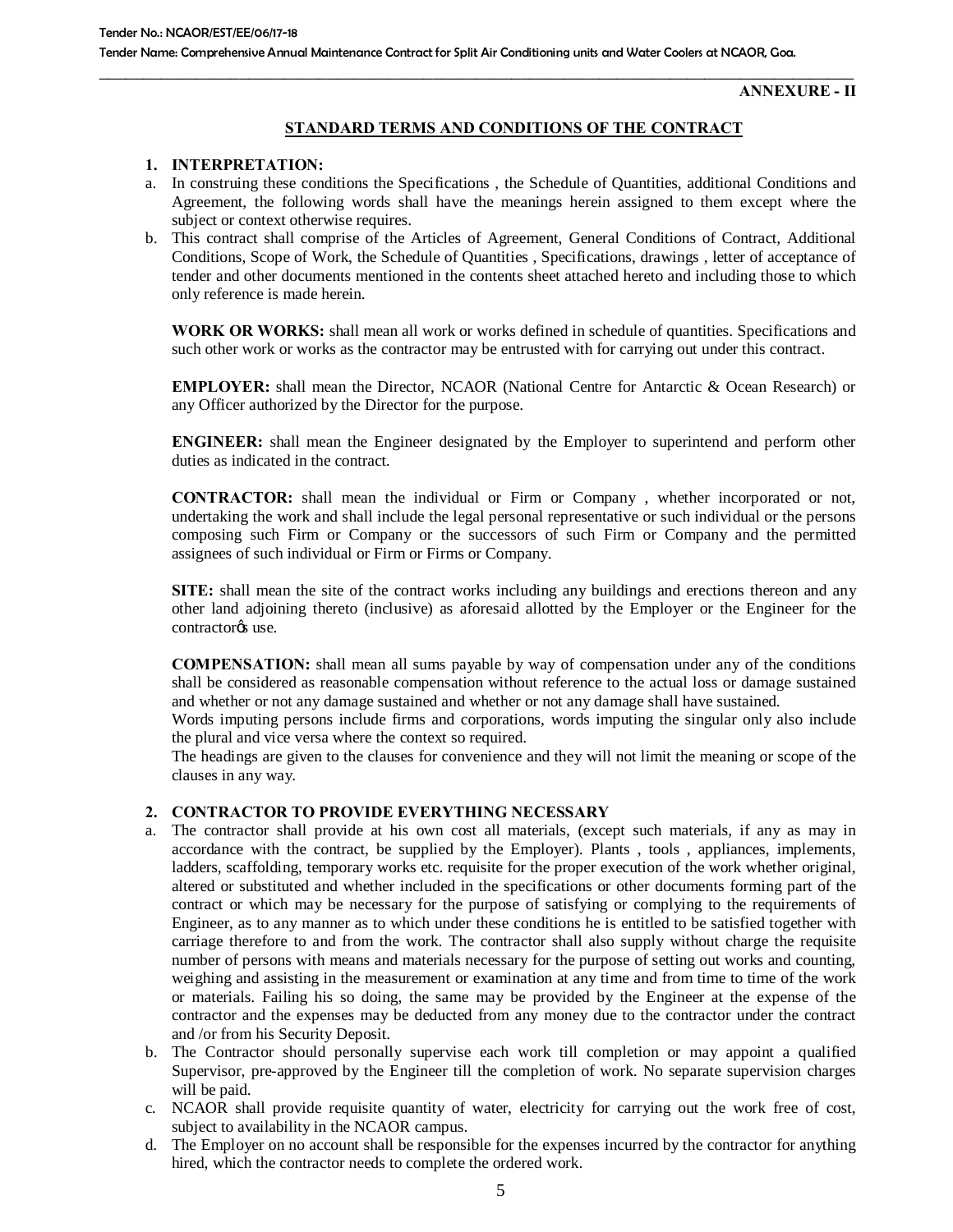**ANNEXURE - II**

## STANDARD TERMS AND CONDITIONS OF THE CONTRACT

### 1. INTERPRETATION:

a. In construing these conditions the Specifications , the Schedule of Quantities, additional Conditions and Agreement, the following words shall have the meanings herein assigned to them except where the subject or context otherwise requires.

b. This contract shall comprise of the Articles of Agreement, General Conditions of Contract, Additional Conditions, Scope of Work, the Schedule of Quantities , Specifications, drawings , letter of acceptance of tender and other documents mentioned in the contents sheet attached hereto and including those to which only reference is made herein.

**WORK OR WORKS:** shall mean all work or works defined in schedule of quantities. Specifications and such other work or works as the contractor may be entrusted with for carrying out under this contract.

**EMPLOYER:** shall mean the Director, NCAOR (National Centre for Antarctic & Ocean Research) or any Officer authorized by the Director for the purpose.

**ENGINEER:** shall mean the Engineer designated by the Employer to superintend and perform other duties as indicated in the contract.

**CONTRACTOR:** shall mean the individual or Firm or Company , whether incorporated or not, undertaking the work and shall include the legal personal representative or such individual or the persons composing such Firm or Company or the successors of such Firm or Company and the permitted assignees of such individual or Firm or Firms or Company.

**SITE:** shall mean the site of the contract works including any buildings and erections thereon and any other land adjoining thereto (inclusive) as aforesaid allotted by the Employer or the Engineer for the contractor's use.

**COMPENSATION:** shall mean all sums payable by way of compensation under any of the conditions shall be considered as reasonable compensation without reference to the actual loss or damage sustained and whether or not any damage sustained and whether or not any damage shall have sustained.

Words imputing persons include firms and corporations, words imputing the singular only also include the plural and vice versa where the context so required.

The headings are given to the clauses for convenience and they will not limit the meaning or scope of the clauses in any way.

### 2. CONTRACTOR TO PROVIDE EVERYTHING NECESSARY

a. The contractor shall provide at his own cost all materials, (except such materials, if any as may in accordance with the contract, be supplied by the Employer). Plants , tools , appliances, implements, ladders, scaffolding, temporary works etc. requisite for the proper execution of the work whether original, altered or substituted and whether included in the specifications or other documents forming part of the contract or which may be necessary for the purpose of satisfying or complying to the requirements of Engineer, as to any manner as to which under these conditions he is entitled to be satisfied together with carriage therefore to and from the work. The contractor shall also supply without charge the requisite number of persons with means and materials necessary for the purpose of setting out works and counting, weighing and assisting in the measurement or examination at any time and from time to time of the work or materials. Failing his so doing, the same may be provided by the Engineer at the expense of the contractor and the expenses may be deducted from any money due to the contractor under the contract and /or from his Security Deposit.

b. The Contractor should personally supervise each work till completion or may appoint a qualified Supervisor, pre-approved by the Engineer till the completion of work. No separate supervision charges will be paid.

c. NCAOR shall provide requisite quantity of water, electricity for carrying out the work free of cost, subject to availability in the NCAOR campus.

d. The Employer on no account shall be responsible for the expenses incurred by the contractor for anything hired, which the contractor needs to complete the ordered work.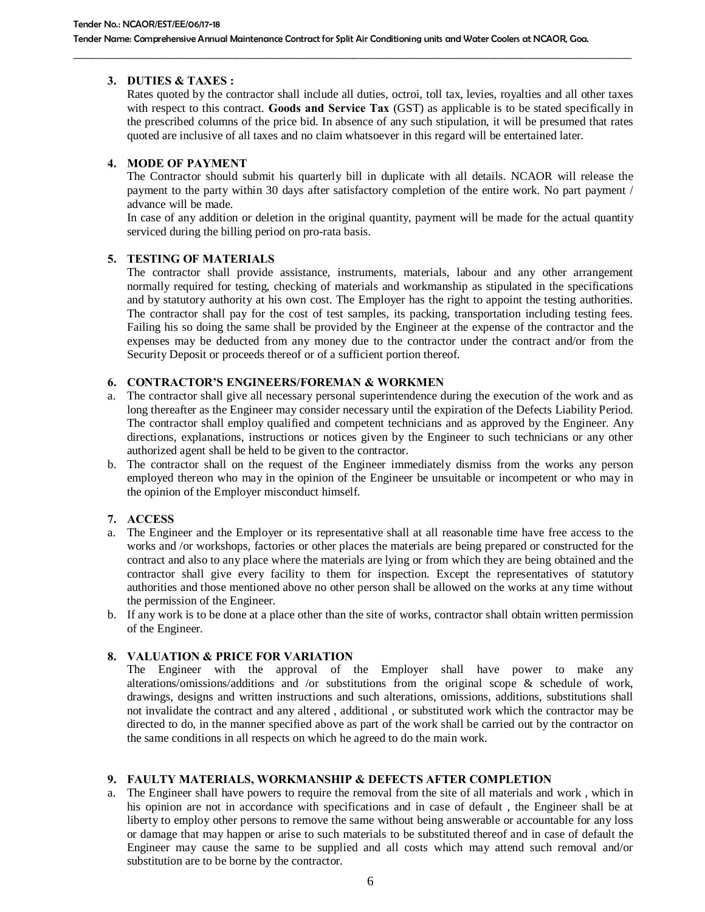### 3. DUTIES & TAXES :

Rates quoted by the contractor shall include all duties, octroi, toll tax, levies, royalties and all other taxes with respect to this contract. **Goods and Service Tax** (GST) as applicable is to be stated specifically in the prescribed columns of the price bid. In absence of any such stipulation, it will be presumed that rates quoted are inclusive of all taxes and no claim whatsoever in this regard will be entertained later.

### 4. MODE OF PAYMENT

The Contractor should submit his quarterly bill in duplicate with all details. NCAOR will release the payment to the party within 30 days after satisfactory completion of the entire work. No part payment / advance will be made.

In case of any addition or deletion in the original quantity, payment will be made for the actual quantity serviced during the billing period on pro-rata basis.

### 5. TESTING OF MATERIALS

The contractor shall provide assistance, instruments, materials, labour and any other arrangement normally required for testing, checking of materials and workmanship as stipulated in the specifications and by statutory authority at his own cost. The Employer has the right to appoint the testing authorities. The contractor shall pay for the cost of test samples, its packing, transportation including testing fees. Failing his so doing the same shall be provided by the Engineer at the expense of the contractor and the expenses may be deducted from any money due to the contractor under the contract and/or from the Security Deposit or proceeds thereof or of a sufficient portion thereof.

### 6. CONTRACTOR'S ENGINEERS/FOREMAN & WORKMEN

a. The contractor shall give all necessary personal superintendence during the execution of the work and as long thereafter as the Engineer may consider necessary until the expiration of the Defects Liability Period. The contractor shall employ qualified and competent technicians and as approved by the Engineer. Any directions, explanations, instructions or notices given by the Engineer to such technicians or any other authorized agent shall be held to be given to the contractor.

b. The contractor shall on the request of the Engineer immediately dismiss from the works any person employed thereon who may in the opinion of the Engineer be unsuitable or incompetent or who may in the opinion of the Employer misconduct himself.

### 7. ACCESS

a. The Engineer and the Employer or its representative shall at all reasonable time have free access to the works and /or workshops, factories or other places the materials are being prepared or constructed for the contract and also to any place where the materials are lying or from which they are being obtained and the contractor shall give every facility to them for inspection. Except the representatives of statutory authorities and those mentioned above no other person shall be allowed on the works at any time without the permission of the Engineer.

b. If any work is to be done at a place other than the site of works, contractor shall obtain written permission of the Engineer.

### 8. VALUATION & PRICE FOR VARIATION

The Engineer with the approval of the Employer shall have power to make any alterations/omissions/additions and /or substitutions from the original scope & schedule of work, drawings, designs and written instructions and such alterations, omissions, additions, substitutions shall not invalidate the contract and any altered , additional , or substituted work which the contractor may be directed to do, in the manner specified above as part of the work shall be carried out by the contractor on the same conditions in all respects on which he agreed to do the main work.

### 9. FAULTY MATERIALS, WORKMANSHIP & DEFECTS AFTER COMPLETION

a. The Engineer shall have powers to require the removal from the site of all materials and work , which in his opinion are not in accordance with specifications and in case of default , the Engineer shall be at liberty to employ other persons to remove the same without being answerable or accountable for any loss or damage that may happen or arise to such materials to be substituted thereof and in case of default the Engineer may cause the same to be supplied and all costs which may attend such removal and/or substitution are to be borne by the contractor.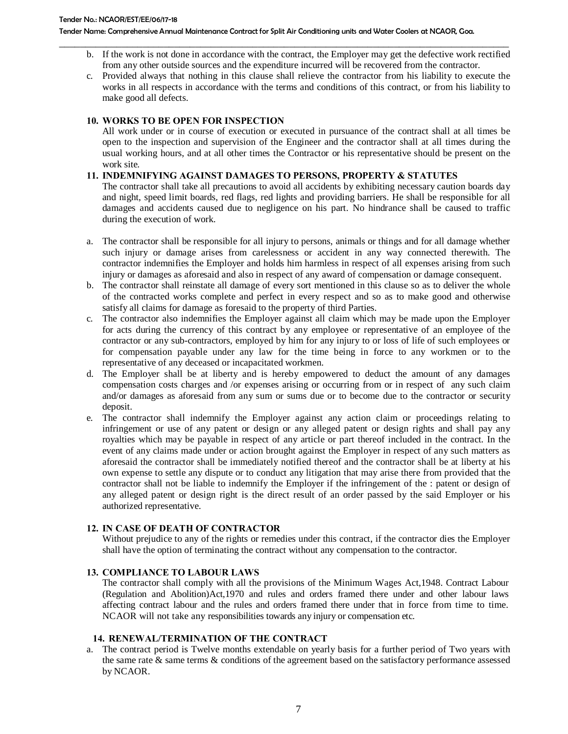b. If the work is not done in accordance with the contract, the Employer may get the defective work rectified from any other outside sources and the expenditure incurred will be recovered from the contractor.
c. Provided always that nothing in this clause shall relieve the contractor from his liability to execute the works in all respects in accordance with the terms and conditions of this contract, or from his liability to make good all defects.

## 10. WORKS TO BE OPEN FOR INSPECTION

All work under or in course of execution or executed in pursuance of the contract shall at all times be open to the inspection and supervision of the Engineer and the contractor shall at all times during the usual working hours, and at all other times the Contractor or his representative should be present on the work site.

## 11. INDEMNIFYING AGAINST DAMAGES TO PERSONS, PROPERTY & STATUTES

The contractor shall take all precautions to avoid all accidents by exhibiting necessary caution boards day and night, speed limit boards, red flags, red lights and providing barriers. He shall be responsible for all damages and accidents caused due to negligence on his part. No hindrance shall be caused to traffic during the execution of work.

a. The contractor shall be responsible for all injury to persons, animals or things and for all damage whether such injury or damage arises from carelessness or accident in any way connected therewith. The contractor indemnifies the Employer and holds him harmless in respect of all expenses arising from such injury or damages as aforesaid and also in respect of any award of compensation or damage consequent.
b. The contractor shall reinstate all damage of every sort mentioned in this clause so as to deliver the whole of the contracted works complete and perfect in every respect and so as to make good and otherwise satisfy all claims for damage as foresaid to the property of third Parties.
c. The contractor also indemnifies the Employer against all claim which may be made upon the Employer for acts during the currency of this contract by any employee or representative of an employee of the contractor or any sub-contractors, employed by him for any injury to or loss of life of such employees or for compensation payable under any law for the time being in force to any workmen or to the representative of any deceased or incapacitated workmen.
d. The Employer shall be at liberty and is hereby empowered to deduct the amount of any damages compensation costs charges and /or expenses arising or occurring from or in respect of any such claim and/or damages as aforesaid from any sum or sums due or to become due to the contractor or security deposit.
e. The contractor shall indemnify the Employer against any action claim or proceedings relating to infringement or use of any patent or design or any alleged patent or design rights and shall pay any royalties which may be payable in respect of any article or part thereof included in the contract. In the event of any claims made under or action brought against the Employer in respect of any such matters as aforesaid the contractor shall be immediately notified thereof and the contractor shall be at liberty at his own expense to settle any dispute or to conduct any litigation that may arise there from provided that the contractor shall not be liable to indemnify the Employer if the infringement of the : patent or design of any alleged patent or design right is the direct result of an order passed by the said Employer or his authorized representative.

## 12. IN CASE OF DEATH OF CONTRACTOR

Without prejudice to any of the rights or remedies under this contract, if the contractor dies the Employer shall have the option of terminating the contract without any compensation to the contractor.

## 13. COMPLIANCE TO LABOUR LAWS

The contractor shall comply with all the provisions of the Minimum Wages Act,1948. Contract Labour (Regulation and Abolition)Act,1970 and rules and orders framed there under and other labour laws affecting contract labour and the rules and orders framed there under that in force from time to time. NCAOR will not take any responsibilities towards any injury or compensation etc.

## 14. RENEWAL/TERMINATION OF THE CONTRACT

a. The contract period is Twelve months extendable on yearly basis for a further period of Two years with the same rate & same terms & conditions of the agreement based on the satisfactory performance assessed by NCAOR.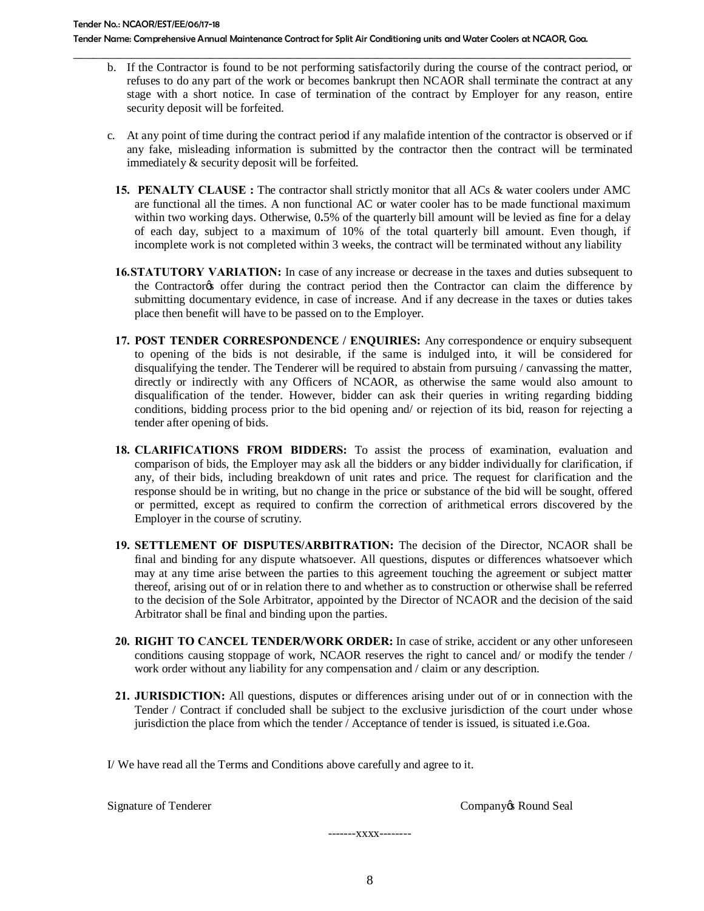b. If the Contractor is found to be not performing satisfactorily during the course of the contract period, or refuses to do any part of the work or becomes bankrupt then NCAOR shall terminate the contract at any stage with a short notice. In case of termination of the contract by Employer for any reason, entire security deposit will be forfeited.

c. At any point of time during the contract period if any malafide intention of the contractor is observed or if any fake, misleading information is submitted by the contractor then the contract will be terminated immediately & security deposit will be forfeited.

15. **PENALTY CLAUSE :** The contractor shall strictly monitor that all ACs & water coolers under AMC are functional all the times. A non functional AC or water cooler has to be made functional maximum within two working days. Otherwise, 0.5% of the quarterly bill amount will be levied as fine for a delay of each day, subject to a maximum of 10% of the total quarterly bill amount. Even though, if incomplete work is not completed within 3 weeks, the contract will be terminated without any liability

16. **STATUTORY VARIATION:** In case of any increase or decrease in the taxes and duties subsequent to the Contractor's offer during the contract period then the Contractor can claim the difference by submitting documentary evidence, in case of increase. And if any decrease in the taxes or duties takes place then benefit will have to be passed on to the Employer.

17. **POST TENDER CORRESPONDENCE / ENQUIRIES:** Any correspondence or enquiry subsequent to opening of the bids is not desirable, if the same is indulged into, it will be considered for disqualifying the tender. The Tenderer will be required to abstain from pursuing / canvassing the matter, directly or indirectly with any Officers of NCAOR, as otherwise the same would also amount to disqualification of the tender. However, bidder can ask their queries in writing regarding bidding conditions, bidding process prior to the bid opening and/ or rejection of its bid, reason for rejecting a tender after opening of bids.

18. **CLARIFICATIONS FROM BIDDERS:** To assist the process of examination, evaluation and comparison of bids, the Employer may ask all the bidders or any bidder individually for clarification, if any, of their bids, including breakdown of unit rates and price. The request for clarification and the response should be in writing, but no change in the price or substance of the bid will be sought, offered or permitted, except as required to confirm the correction of arithmetical errors discovered by the Employer in the course of scrutiny.

19. **SETTLEMENT OF DISPUTES/ARBITRATION:** The decision of the Director, NCAOR shall be final and binding for any dispute whatsoever. All questions, disputes or differences whatsoever which may at any time arise between the parties to this agreement touching the agreement or subject matter thereof, arising out of or in relation there to and whether as to construction or otherwise shall be referred to the decision of the Sole Arbitrator, appointed by the Director of NCAOR and the decision of the said Arbitrator shall be final and binding upon the parties.

20. **RIGHT TO CANCEL TENDER/WORK ORDER:** In case of strike, accident or any other unforeseen conditions causing stoppage of work, NCAOR reserves the right to cancel and/ or modify the tender / work order without any liability for any compensation and / claim or any description.

21. **JURISDICTION:** All questions, disputes or differences arising under out of or in connection with the Tender / Contract if concluded shall be subject to the exclusive jurisdiction of the court under whose jurisdiction the place from which the tender / Acceptance of tender is issued, is situated i.e.Goa.

I/ We have read all the Terms and Conditions above carefully and agree to it.

Signature of Tenderer                                                                 Company's Round Seal

-------xxxx--------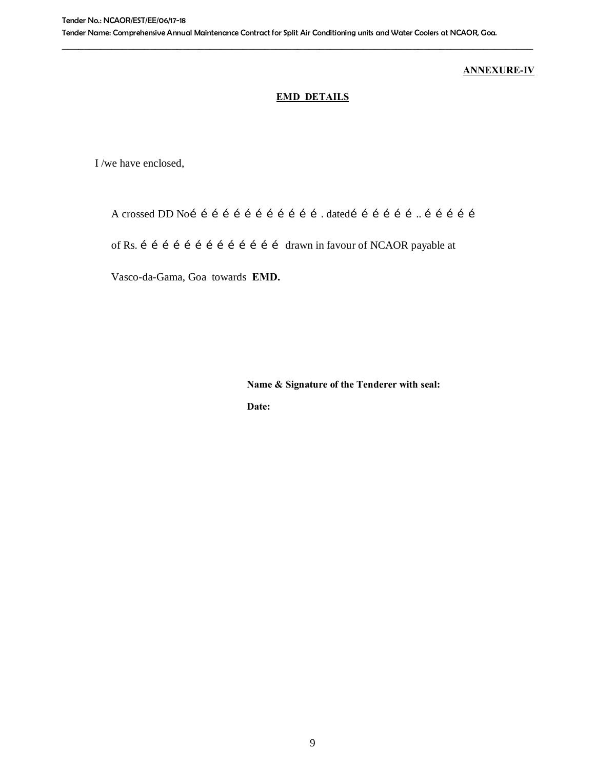**ANNEXURE-IV**

**EMD DETAILS**

I /we have enclosed,

A crossed DD Noé é é é é é é é é é é é . datedé é é é é é .. é é é é é

of Rs. é é é é é é é é é é é é é drawn in favour of NCAOR payable at

Vasco-da-Gama, Goa towards **EMD.**

**Name & Signature of the Tenderer with seal:**

**Date:**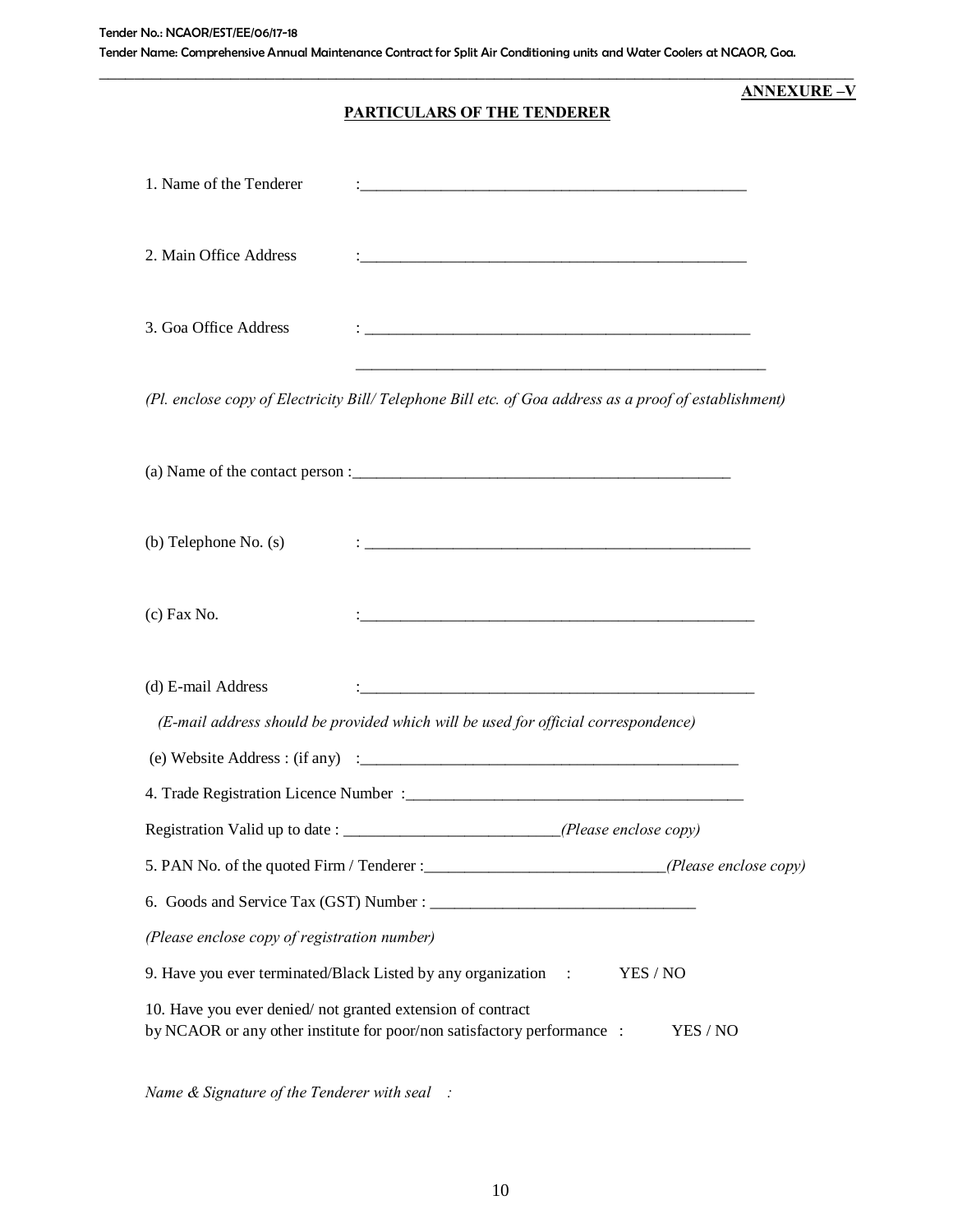**ANNEXURE –V**

**PARTICULARS OF THE TENDERER**

1. Name of the Tenderer :__________________________________________________

2. Main Office Address :__________________________________________________

3. Goa Office Address : __________________________________________________

__________________________________________________

*(Pl. enclose copy of Electricity Bill/ Telephone Bill etc. of Goa address as a proof of establishment)*

(a) Name of the contact person :__________________________________________________

(b) Telephone No. (s) : __________________________________________________

(c) Fax No. :__________________________________________________

(d) E-mail Address :__________________________________________________

*(E-mail address should be provided which will be used for official correspondence)*

(e) Website Address : (if any) :__________________________________________________

4. Trade Registration Licence Number :__________________________________________

Registration Valid up to date : __________________________*(Please enclose copy)*

5. PAN No. of the quoted Firm / Tenderer :______________________________*(Please enclose copy)*

6. Goods and Service Tax (GST) Number : ________________________________

*(Please enclose copy of registration number)*

9. Have you ever terminated/Black Listed by any organization : YES / NO

10. Have you ever denied/ not granted extension of contract by NCAOR or any other institute for poor/non satisfactory performance : YES / NO

*Name & Signature of the Tenderer with seal :*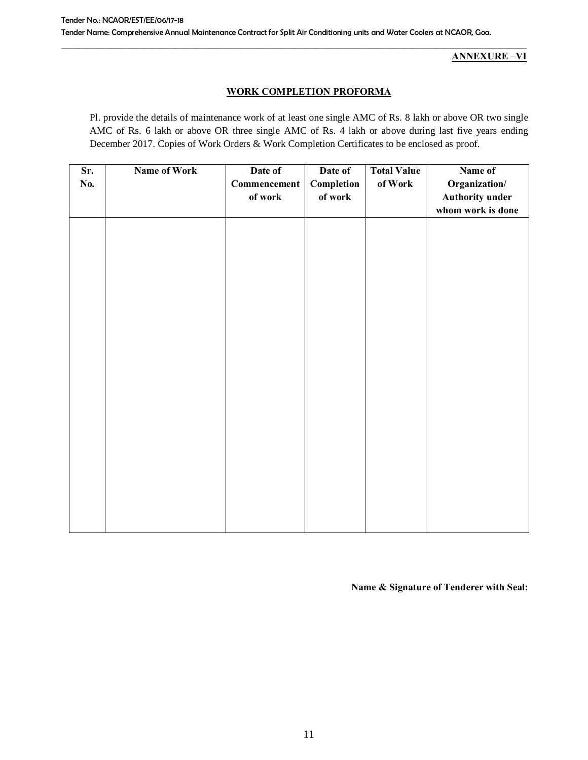**ANNEXURE –VI**

## WORK COMPLETION PROFORMA

Pl. provide the details of maintenance work of at least one single AMC of Rs. 8 lakh or above OR two single AMC of Rs. 6 lakh or above OR three single AMC of Rs. 4 lakh or above during last five years ending December 2017. Copies of Work Orders & Work Completion Certificates to be enclosed as proof.

| Sr. No. | Name of Work | Date of Commencement of work | Date of Completion of work | Total Value of Work | Name of Organization/ Authority under whom work is done |
|---|---|---|---|---|---|
| | | | | | |

**Name & Signature of Tenderer with Seal:**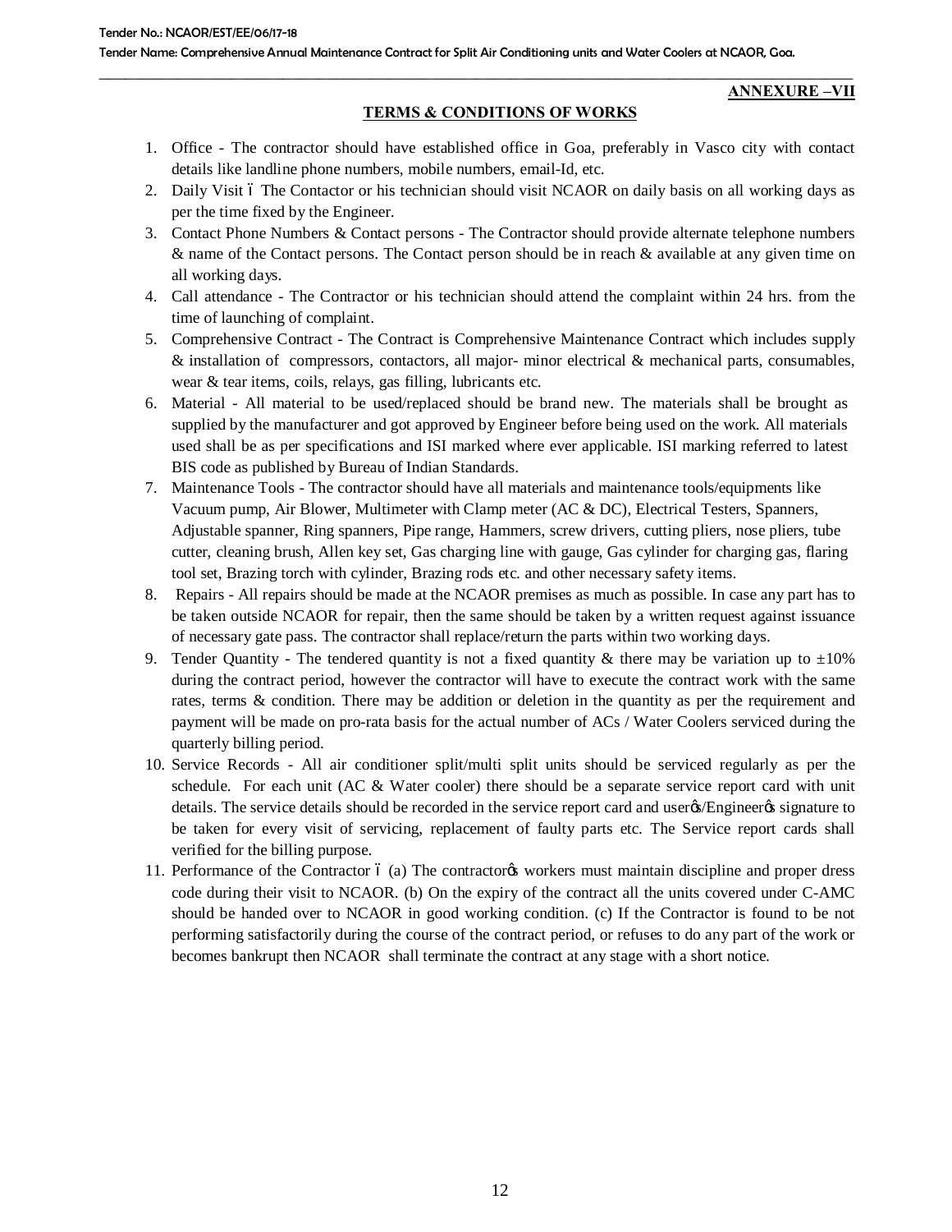**ANNEXURE –VII**

## TERMS & CONDITIONS OF WORKS

1. Office - The contractor should have established office in Goa, preferably in Vasco city with contact details like landline phone numbers, mobile numbers, email-Id, etc.
2. Daily Visit – The Contactor or his technician should visit NCAOR on daily basis on all working days as per the time fixed by the Engineer.
3. Contact Phone Numbers & Contact persons - The Contractor should provide alternate telephone numbers & name of the Contact persons. The Contact person should be in reach & available at any given time on all working days.
4. Call attendance - The Contractor or his technician should attend the complaint within 24 hrs. from the time of launching of complaint.
5. Comprehensive Contract - The Contract is Comprehensive Maintenance Contract which includes supply & installation of compressors, contactors, all major- minor electrical & mechanical parts, consumables, wear & tear items, coils, relays, gas filling, lubricants etc.
6. Material - All material to be used/replaced should be brand new. The materials shall be brought as supplied by the manufacturer and got approved by Engineer before being used on the work. All materials used shall be as per specifications and ISI marked where ever applicable. ISI marking referred to latest BIS code as published by Bureau of Indian Standards.
7. Maintenance Tools - The contractor should have all materials and maintenance tools/equipments like Vacuum pump, Air Blower, Multimeter with Clamp meter (AC & DC), Electrical Testers, Spanners, Adjustable spanner, Ring spanners, Pipe range, Hammers, screw drivers, cutting pliers, nose pliers, tube cutter, cleaning brush, Allen key set, Gas charging line with gauge, Gas cylinder for charging gas, flaring tool set, Brazing torch with cylinder, Brazing rods etc. and other necessary safety items.
8. Repairs - All repairs should be made at the NCAOR premises as much as possible. In case any part has to be taken outside NCAOR for repair, then the same should be taken by a written request against issuance of necessary gate pass. The contractor shall replace/return the parts within two working days.
9. Tender Quantity - The tendered quantity is not a fixed quantity & there may be variation up to ±10% during the contract period, however the contractor will have to execute the contract work with the same rates, terms & condition. There may be addition or deletion in the quantity as per the requirement and payment will be made on pro-rata basis for the actual number of ACs / Water Coolers serviced during the quarterly billing period.
10. Service Records - All air conditioner split/multi split units should be serviced regularly as per the schedule. For each unit (AC & Water cooler) there should be a separate service report card with unit details. The service details should be recorded in the service report card and user's/Engineer's signature to be taken for every visit of servicing, replacement of faulty parts etc. The Service report cards shall verified for the billing purpose.
11. Performance of the Contractor – (a) The contractor's workers must maintain discipline and proper dress code during their visit to NCAOR. (b) On the expiry of the contract all the units covered under C-AMC should be handed over to NCAOR in good working condition. (c) If the Contractor is found to be not performing satisfactorily during the course of the contract period, or refuses to do any part of the work or becomes bankrupt then NCAOR shall terminate the contract at any stage with a short notice.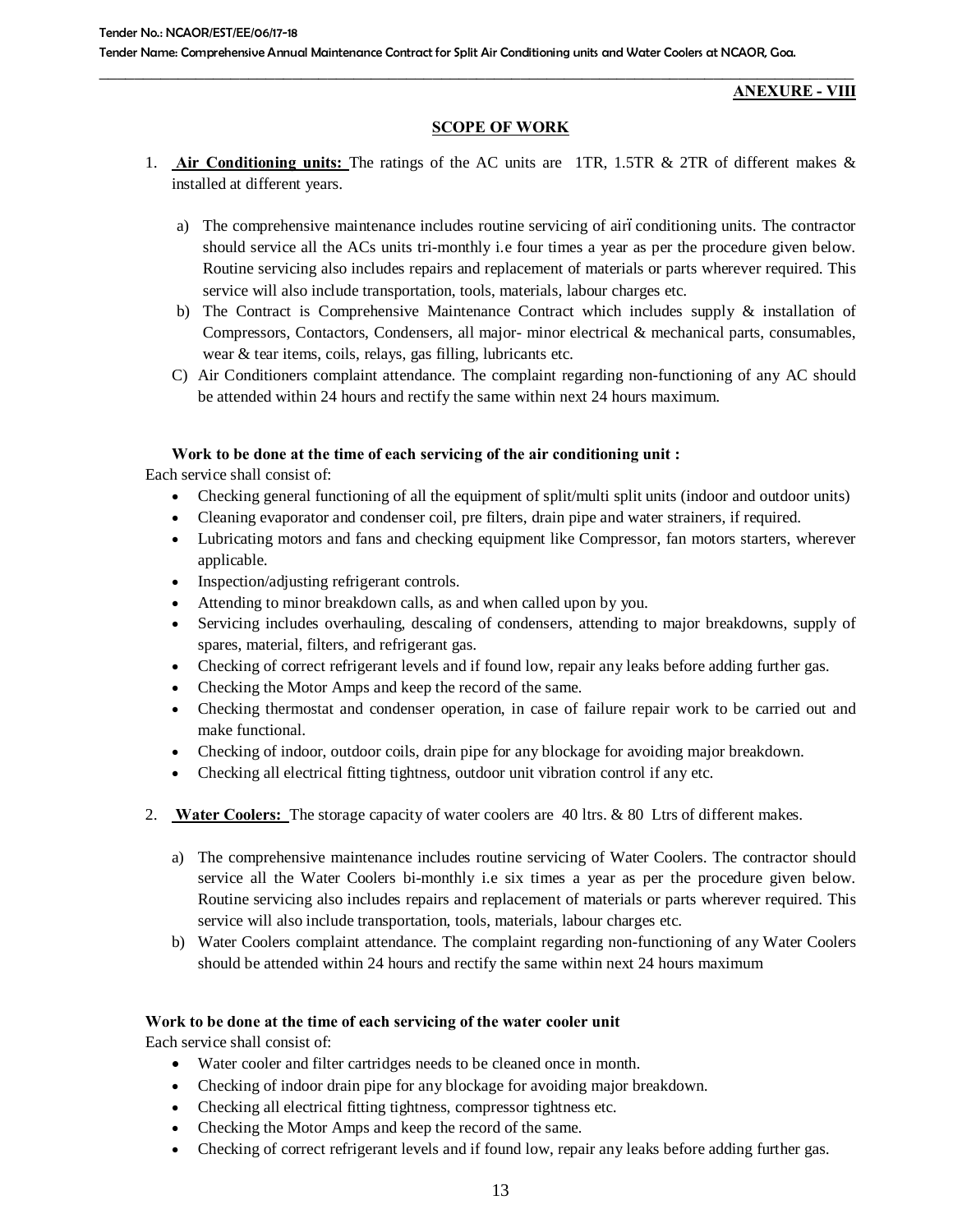**ANEXURE - VIII**

**SCOPE OF WORK**

1. **Air Conditioning units:** The ratings of the AC units are 1TR, 1.5TR & 2TR of different makes & installed at different years.

   a) The comprehensive maintenance includes routine servicing of air conditioning units. The contractor should service all the ACs units tri-monthly i.e four times a year as per the procedure given below. Routine servicing also includes repairs and replacement of materials or parts wherever required. This service will also include transportation, tools, materials, labour charges etc.

   b) The Contract is Comprehensive Maintenance Contract which includes supply & installation of Compressors, Contactors, Condensers, all major- minor electrical & mechanical parts, consumables, wear & tear items, coils, relays, gas filling, lubricants etc.

   C) Air Conditioners complaint attendance. The complaint regarding non-functioning of any AC should be attended within 24 hours and rectify the same within next 24 hours maximum.

**Work to be done at the time of each servicing of the air conditioning unit :**

Each service shall consist of:

- Checking general functioning of all the equipment of split/multi split units (indoor and outdoor units)
- Cleaning evaporator and condenser coil, pre filters, drain pipe and water strainers, if required.
- Lubricating motors and fans and checking equipment like Compressor, fan motors starters, wherever applicable.
- Inspection/adjusting refrigerant controls.
- Attending to minor breakdown calls, as and when called upon by you.
- Servicing includes overhauling, descaling of condensers, attending to major breakdowns, supply of spares, material, filters, and refrigerant gas.
- Checking of correct refrigerant levels and if found low, repair any leaks before adding further gas.
- Checking the Motor Amps and keep the record of the same.
- Checking thermostat and condenser operation, in case of failure repair work to be carried out and make functional.
- Checking of indoor, outdoor coils, drain pipe for any blockage for avoiding major breakdown.
- Checking all electrical fitting tightness, outdoor unit vibration control if any etc.

2. **Water Coolers:** The storage capacity of water coolers are 40 ltrs. & 80 Ltrs of different makes.

   a) The comprehensive maintenance includes routine servicing of Water Coolers. The contractor should service all the Water Coolers bi-monthly i.e six times a year as per the procedure given below. Routine servicing also includes repairs and replacement of materials or parts wherever required. This service will also include transportation, tools, materials, labour charges etc.

   b) Water Coolers complaint attendance. The complaint regarding non-functioning of any Water Coolers should be attended within 24 hours and rectify the same within next 24 hours maximum

**Work to be done at the time of each servicing of the water cooler unit**

Each service shall consist of:

- Water cooler and filter cartridges needs to be cleaned once in month.
- Checking of indoor drain pipe for any blockage for avoiding major breakdown.
- Checking all electrical fitting tightness, compressor tightness etc.
- Checking the Motor Amps and keep the record of the same.
- Checking of correct refrigerant levels and if found low, repair any leaks before adding further gas.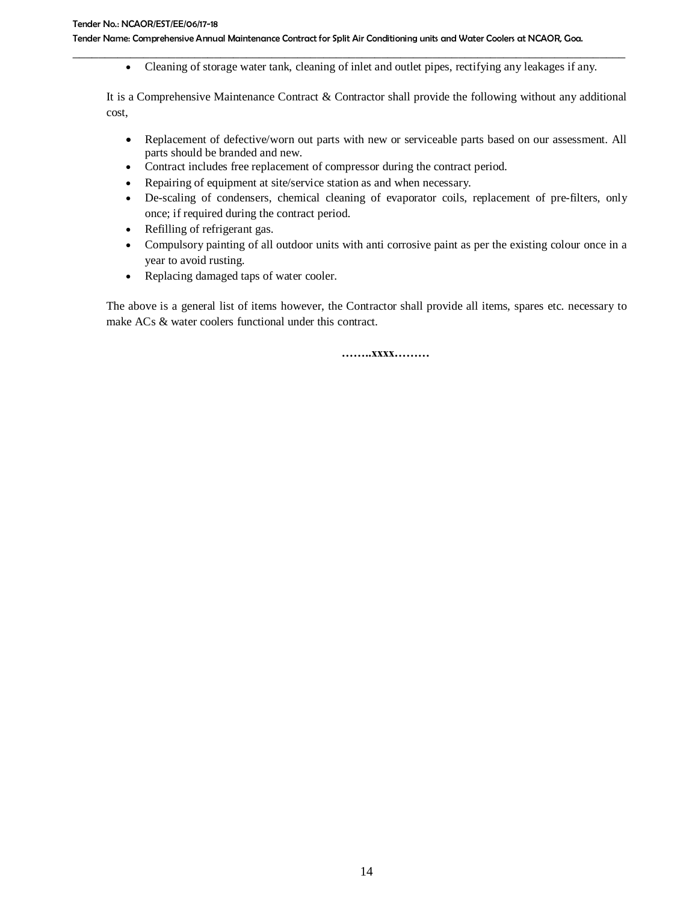- Cleaning of storage water tank, cleaning of inlet and outlet pipes, rectifying any leakages if any.

It is a Comprehensive Maintenance Contract & Contractor shall provide the following without any additional cost,

- Replacement of defective/worn out parts with new or serviceable parts based on our assessment. All parts should be branded and new.
- Contract includes free replacement of compressor during the contract period.
- Repairing of equipment at site/service station as and when necessary.
- De-scaling of condensers, chemical cleaning of evaporator coils, replacement of pre-filters, only once; if required during the contract period.
- Refilling of refrigerant gas.
- Compulsory painting of all outdoor units with anti corrosive paint as per the existing colour once in a year to avoid rusting.
- Replacing damaged taps of water cooler.

The above is a general list of items however, the Contractor shall provide all items, spares etc. necessary to make ACs & water coolers functional under this contract.

……..xxxx………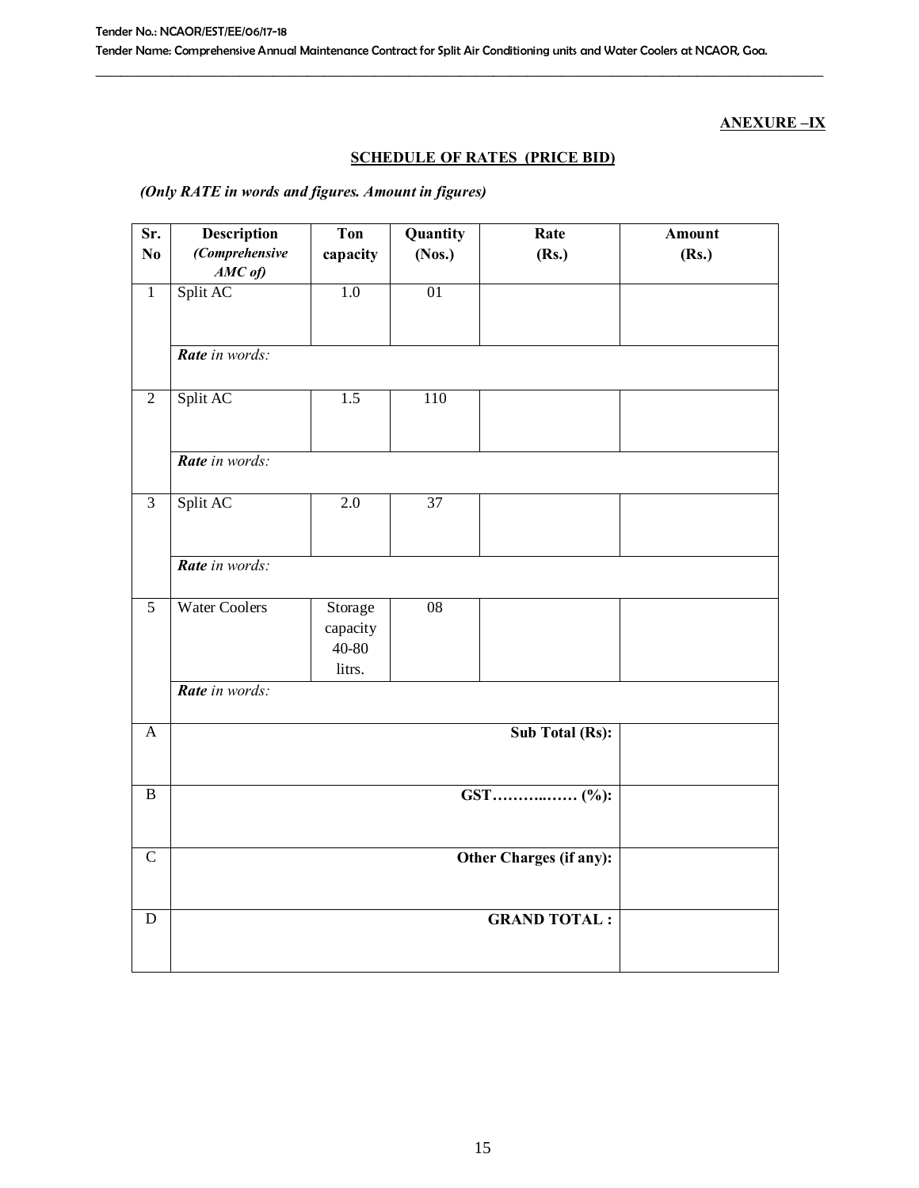**ANEXURE –IX**

**SCHEDULE OF RATES (PRICE BID)**

***(Only RATE in words and figures. Amount in figures)***

| Sr. No | Description *(Comprehensive AMC of)* | Ton capacity | Quantity (Nos.) | Rate (Rs.) | Amount (Rs.) |
|---|---|---|---|---|---|
| 1 | Split AC | 1.0 | 01 | | |
| | ***Rate** in words:* | | | | |
| 2 | Split AC | 1.5 | 110 | | |
| | ***Rate** in words:* | | | | |
| 3 | Split AC | 2.0 | 37 | | |
| | ***Rate** in words:* | | | | |
| 5 | Water Coolers | Storage capacity 40-80 litrs. | 08 | | |
| | ***Rate** in words:* | | | | |
| A | | | | **Sub Total (Rs):** | |
| B | | | | **GST…………..…… (%):** | |
| C | | | | **Other Charges (if any):** | |
| D | | | | **GRAND TOTAL :** | |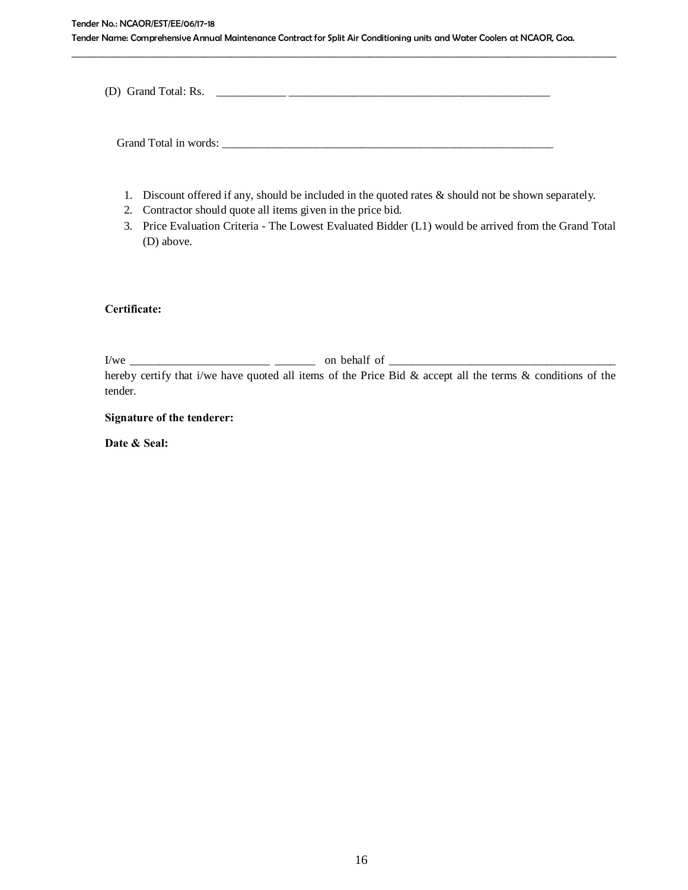(D) Grand Total: Rs. ____________ ________________________________________________

Grand Total in words: ____________________________________________________________

1. Discount offered if any, should be included in the quoted rates & should not be shown separately.
2. Contractor should quote all items given in the price bid.
3. Price Evaluation Criteria - The Lowest Evaluated Bidder (L1) would be arrived from the Grand Total (D) above.

**Certificate:**

I/we ________________________ _______ on behalf of _______________________________________ hereby certify that i/we have quoted all items of the Price Bid & accept all the terms & conditions of the tender.

**Signature of the tenderer:**

**Date & Seal:**